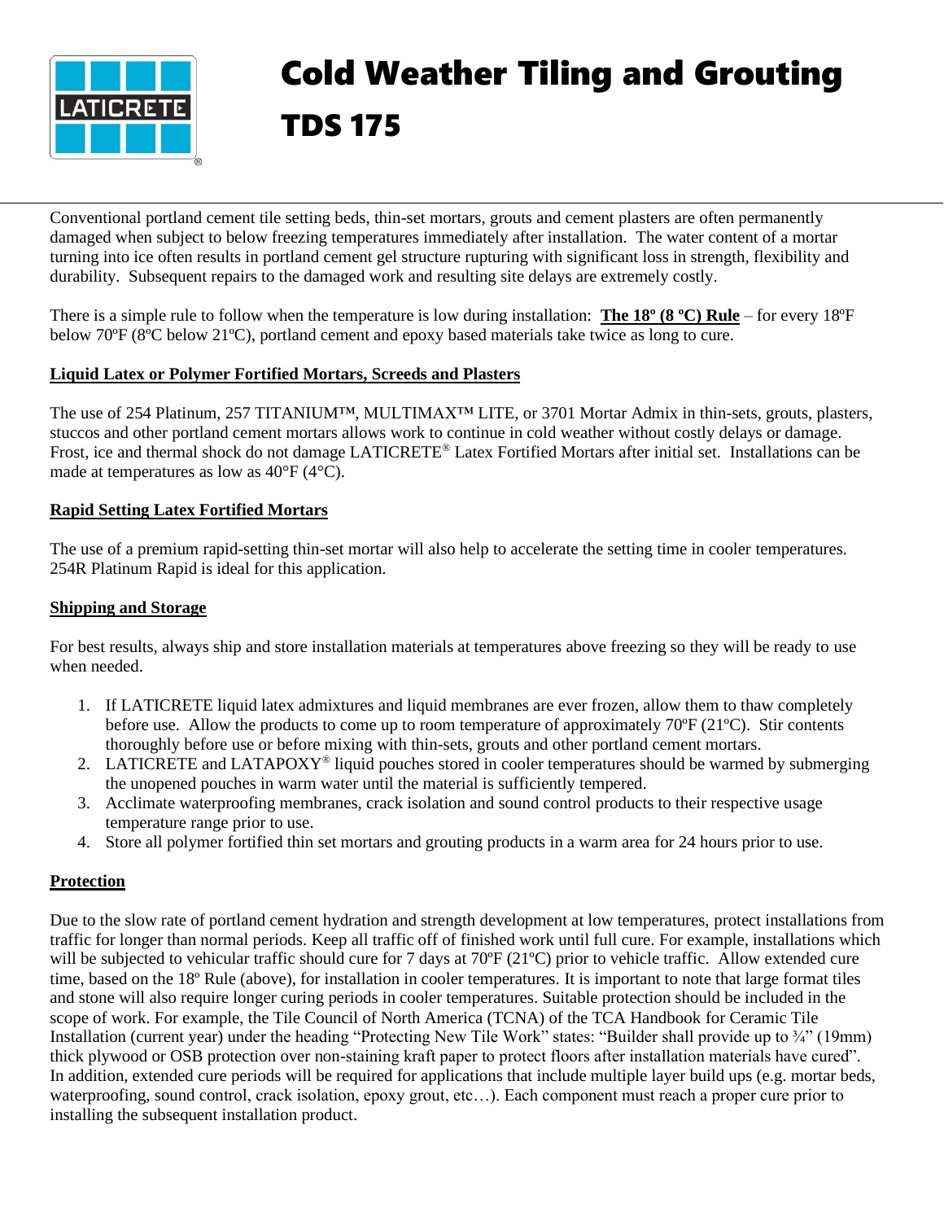# Cold Weather Tiling and Grouting

# TDS 175

Conventional portland cement tile setting beds, thin-set mortars, grouts and cement plasters are often permanently damaged when subject to below freezing temperatures immediately after installation. The water content of a mortar turning into ice often results in portland cement gel structure rupturing with significant loss in strength, flexibility and durability. Subsequent repairs to the damaged work and resulting site delays are extremely costly.

There is a simple rule to follow when the temperature is low during installation: **The 18º (8 ºC) Rule** – for every 18ºF below 70ºF (8ºC below 21ºC), portland cement and epoxy based materials take twice as long to cure.

## Liquid Latex or Polymer Fortified Mortars, Screeds and Plasters

The use of 254 Platinum, 257 TITANIUM™, MULTIMAX™ LITE, or 3701 Mortar Admix in thin-sets, grouts, plasters, stuccos and other portland cement mortars allows work to continue in cold weather without costly delays or damage. Frost, ice and thermal shock do not damage LATICRETE® Latex Fortified Mortars after initial set. Installations can be made at temperatures as low as 40°F (4°C).

## Rapid Setting Latex Fortified Mortars

The use of a premium rapid-setting thin-set mortar will also help to accelerate the setting time in cooler temperatures. 254R Platinum Rapid is ideal for this application.

## Shipping and Storage

For best results, always ship and store installation materials at temperatures above freezing so they will be ready to use when needed.

1. If LATICRETE liquid latex admixtures and liquid membranes are ever frozen, allow them to thaw completely before use. Allow the products to come up to room temperature of approximately 70ºF (21ºC). Stir contents thoroughly before use or before mixing with thin-sets, grouts and other portland cement mortars.
2. LATICRETE and LATAPOXY® liquid pouches stored in cooler temperatures should be warmed by submerging the unopened pouches in warm water until the material is sufficiently tempered.
3. Acclimate waterproofing membranes, crack isolation and sound control products to their respective usage temperature range prior to use.
4. Store all polymer fortified thin set mortars and grouting products in a warm area for 24 hours prior to use.

## Protection

Due to the slow rate of portland cement hydration and strength development at low temperatures, protect installations from traffic for longer than normal periods. Keep all traffic off of finished work until full cure. For example, installations which will be subjected to vehicular traffic should cure for 7 days at 70ºF (21ºC) prior to vehicle traffic. Allow extended cure time, based on the 18º Rule (above), for installation in cooler temperatures. It is important to note that large format tiles and stone will also require longer curing periods in cooler temperatures. Suitable protection should be included in the scope of work. For example, the Tile Council of North America (TCNA) of the TCA Handbook for Ceramic Tile Installation (current year) under the heading "Protecting New Tile Work" states: "Builder shall provide up to ¾" (19mm) thick plywood or OSB protection over non-staining kraft paper to protect floors after installation materials have cured". In addition, extended cure periods will be required for applications that include multiple layer build ups (e.g. mortar beds, waterproofing, sound control, crack isolation, epoxy grout, etc…). Each component must reach a proper cure prior to installing the subsequent installation product.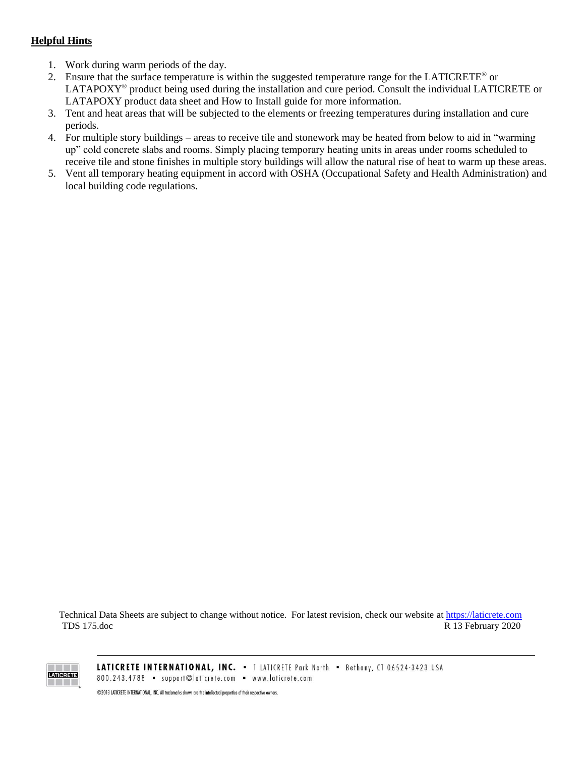**Helpful Hints**

1. Work during warm periods of the day.
2. Ensure that the surface temperature is within the suggested temperature range for the LATICRETE® or LATAPOXY® product being used during the installation and cure period. Consult the individual LATICRETE or LATAPOXY product data sheet and How to Install guide for more information.
3. Tent and heat areas that will be subjected to the elements or freezing temperatures during installation and cure periods.
4. For multiple story buildings – areas to receive tile and stonework may be heated from below to aid in "warming up" cold concrete slabs and rooms. Simply placing temporary heating units in areas under rooms scheduled to receive tile and stone finishes in multiple story buildings will allow the natural rise of heat to warm up these areas.
5. Vent all temporary heating equipment in accord with OSHA (Occupational Safety and Health Administration) and local building code regulations.

Technical Data Sheets are subject to change without notice. For latest revision, check our website at https://laticrete.com

TDS 175.doc

R 13 February 2020

**LATICRETE INTERNATIONAL, INC.** ▪ 1 LATICRETE Park North ▪ Bethany, CT 06524-3423 USA

800.243.4788 ▪ support@laticrete.com ▪ www.laticrete.com

©2013 LATICRETE INTERNATIONAL, INC. All trademarks shown are the intellectual properties of their respective owners.